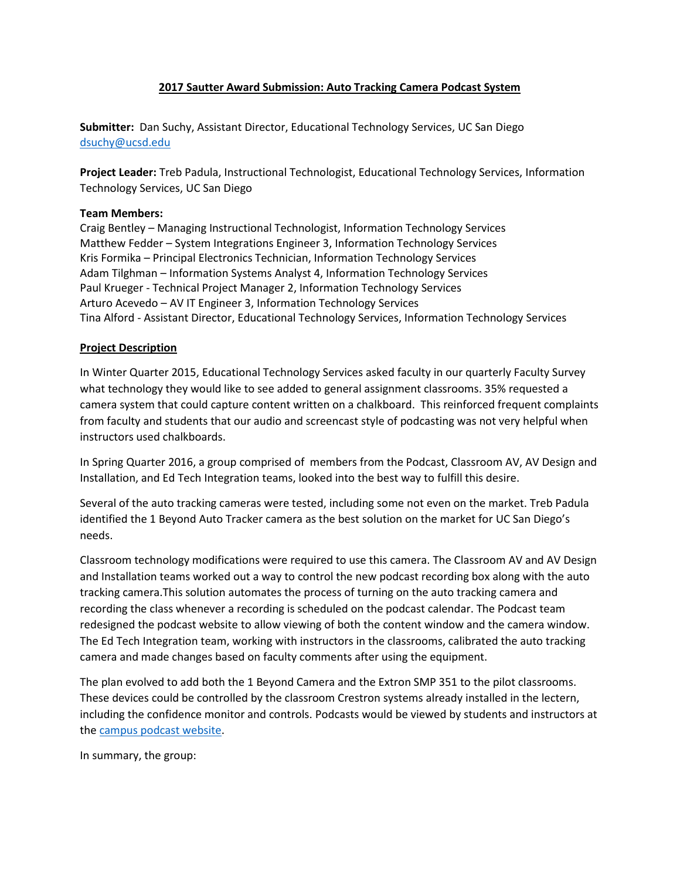# 2017 Sautter Award Submission: Auto Tracking Camera Podcast System

**Submitter:** Dan Suchy, Assistant Director, Educational Technology Services, UC San Diego
[dsuchy@ucsd.edu](mailto:dsuchy@ucsd.edu)

**Project Leader:** Treb Padula, Instructional Technologist, Educational Technology Services, Information Technology Services, UC San Diego

**Team Members:**
Craig Bentley – Managing Instructional Technologist, Information Technology Services
Matthew Fedder – System Integrations Engineer 3, Information Technology Services
Kris Formika – Principal Electronics Technician, Information Technology Services
Adam Tilghman – Information Systems Analyst 4, Information Technology Services
Paul Krueger - Technical Project Manager 2, Information Technology Services
Arturo Acevedo – AV IT Engineer 3, Information Technology Services
Tina Alford - Assistant Director, Educational Technology Services, Information Technology Services

## Project Description

In Winter Quarter 2015, Educational Technology Services asked faculty in our quarterly Faculty Survey what technology they would like to see added to general assignment classrooms. 35% requested a camera system that could capture content written on a chalkboard. This reinforced frequent complaints from faculty and students that our audio and screencast style of podcasting was not very helpful when instructors used chalkboards.

In Spring Quarter 2016, a group comprised of members from the Podcast, Classroom AV, AV Design and Installation, and Ed Tech Integration teams, looked into the best way to fulfill this desire.

Several of the auto tracking cameras were tested, including some not even on the market. Treb Padula identified the 1 Beyond Auto Tracker camera as the best solution on the market for UC San Diego's needs.

Classroom technology modifications were required to use this camera. The Classroom AV and AV Design and Installation teams worked out a way to control the new podcast recording box along with the auto tracking camera.This solution automates the process of turning on the auto tracking camera and recording the class whenever a recording is scheduled on the podcast calendar. The Podcast team redesigned the podcast website to allow viewing of both the content window and the camera window. The Ed Tech Integration team, working with instructors in the classrooms, calibrated the auto tracking camera and made changes based on faculty comments after using the equipment.

The plan evolved to add both the 1 Beyond Camera and the Extron SMP 351 to the pilot classrooms. These devices could be controlled by the classroom Crestron systems already installed in the lectern, including the confidence monitor and controls. Podcasts would be viewed by students and instructors at the campus podcast website.

In summary, the group: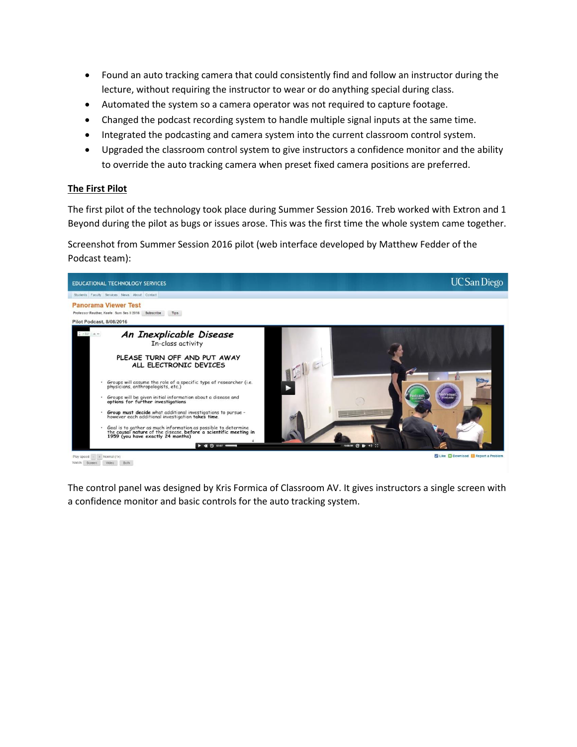- Found an auto tracking camera that could consistently find and follow an instructor during the lecture, without requiring the instructor to wear or do anything special during class.
- Automated the system so a camera operator was not required to capture footage.
- Changed the podcast recording system to handle multiple signal inputs at the same time.
- Integrated the podcasting and camera system into the current classroom control system.
- Upgraded the classroom control system to give instructors a confidence monitor and the ability to override the auto tracking camera when preset fixed camera positions are preferred.

**The First Pilot**

The first pilot of the technology took place during Summer Session 2016. Treb worked with Extron and 1 Beyond during the pilot as bugs or issues arose. This was the first time the whole system came together.

Screenshot from Summer Session 2016 pilot (web interface developed by Matthew Fedder of the Podcast team):

The control panel was designed by Kris Formica of Classroom AV. It gives instructors a single screen with a confidence monitor and basic controls for the auto tracking system.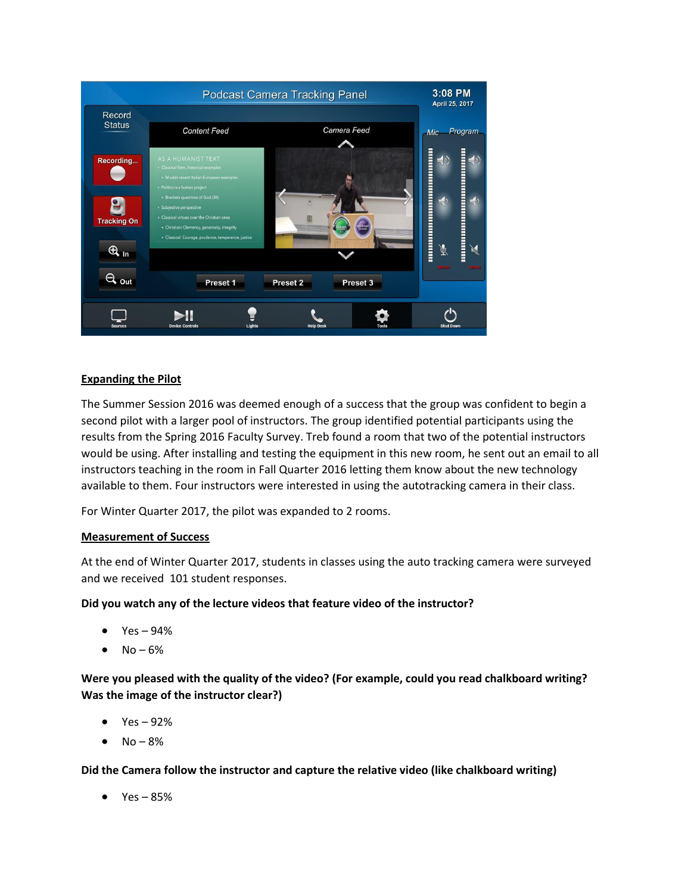## Expanding the Pilot

The Summer Session 2016 was deemed enough of a success that the group was confident to begin a second pilot with a larger pool of instructors. The group identified potential participants using the results from the Spring 2016 Faculty Survey. Treb found a room that two of the potential instructors would be using. After installing and testing the equipment in this new room, he sent out an email to all instructors teaching in the room in Fall Quarter 2016 letting them know about the new technology available to them. Four instructors were interested in using the autotracking camera in their class.

For Winter Quarter 2017, the pilot was expanded to 2 rooms.

## Measurement of Success

At the end of Winter Quarter 2017, students in classes using the auto tracking camera were surveyed and we received 101 student responses.

**Did you watch any of the lecture videos that feature video of the instructor?**

- Yes – 94%
- No – 6%

**Were you pleased with the quality of the video? (For example, could you read chalkboard writing? Was the image of the instructor clear?)**

- Yes – 92%
- No – 8%

**Did the Camera follow the instructor and capture the relative video (like chalkboard writing)**

- Yes – 85%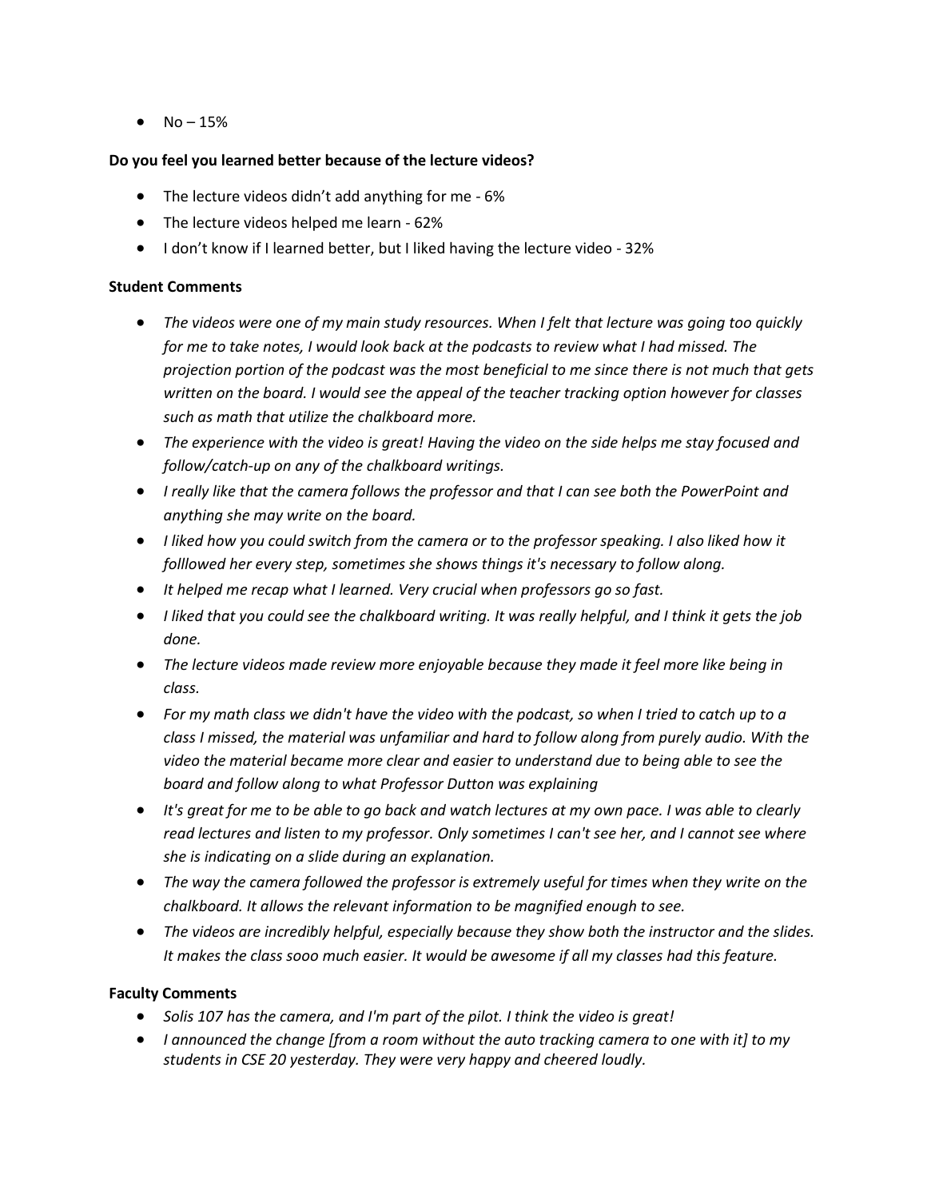- No – 15%

**Do you feel you learned better because of the lecture videos?**

- The lecture videos didn't add anything for me - 6%
- The lecture videos helped me learn - 62%
- I don't know if I learned better, but I liked having the lecture video - 32%

**Student Comments**

- *The videos were one of my main study resources. When I felt that lecture was going too quickly for me to take notes, I would look back at the podcasts to review what I had missed. The projection portion of the podcast was the most beneficial to me since there is not much that gets written on the board. I would see the appeal of the teacher tracking option however for classes such as math that utilize the chalkboard more.*
- *The experience with the video is great! Having the video on the side helps me stay focused and follow/catch-up on any of the chalkboard writings.*
- *I really like that the camera follows the professor and that I can see both the PowerPoint and anything she may write on the board.*
- *I liked how you could switch from the camera or to the professor speaking. I also liked how it folllowed her every step, sometimes she shows things it's necessary to follow along.*
- *It helped me recap what I learned. Very crucial when professors go so fast.*
- *I liked that you could see the chalkboard writing. It was really helpful, and I think it gets the job done.*
- *The lecture videos made review more enjoyable because they made it feel more like being in class.*
- *For my math class we didn't have the video with the podcast, so when I tried to catch up to a class I missed, the material was unfamiliar and hard to follow along from purely audio. With the video the material became more clear and easier to understand due to being able to see the board and follow along to what Professor Dutton was explaining*
- *It's great for me to be able to go back and watch lectures at my own pace. I was able to clearly read lectures and listen to my professor. Only sometimes I can't see her, and I cannot see where she is indicating on a slide during an explanation.*
- *The way the camera followed the professor is extremely useful for times when they write on the chalkboard. It allows the relevant information to be magnified enough to see.*
- *The videos are incredibly helpful, especially because they show both the instructor and the slides. It makes the class sooo much easier. It would be awesome if all my classes had this feature.*

**Faculty Comments**

- *Solis 107 has the camera, and I'm part of the pilot. I think the video is great!*
- *I announced the change [from a room without the auto tracking camera to one with it] to my students in CSE 20 yesterday. They were very happy and cheered loudly.*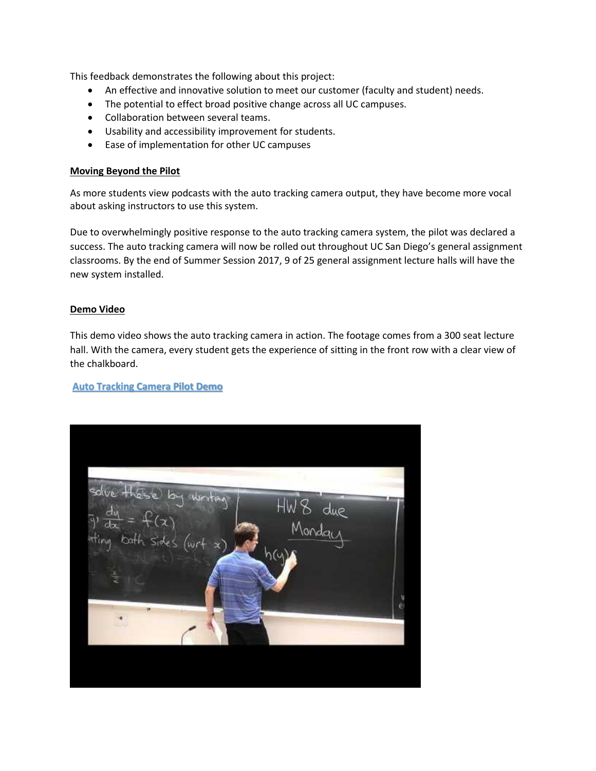This feedback demonstrates the following about this project:

- An effective and innovative solution to meet our customer (faculty and student) needs.
- The potential to effect broad positive change across all UC campuses.
- Collaboration between several teams.
- Usability and accessibility improvement for students.
- Ease of implementation for other UC campuses

**Moving Beyond the Pilot**

As more students view podcasts with the auto tracking camera output, they have become more vocal about asking instructors to use this system.

Due to overwhelmingly positive response to the auto tracking camera system, the pilot was declared a success. The auto tracking camera will now be rolled out throughout UC San Diego's general assignment classrooms. By the end of Summer Session 2017, 9 of 25 general assignment lecture halls will have the new system installed.

**Demo Video**

This demo video shows the auto tracking camera in action. The footage comes from a 300 seat lecture hall. With the camera, every student gets the experience of sitting in the front row with a clear view of the chalkboard.

**Auto Tracking Camera Pilot Demo**